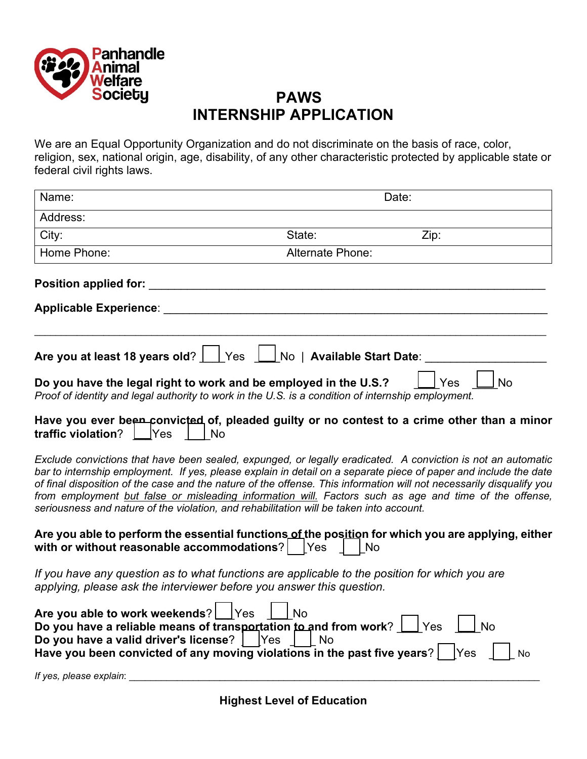Panhandle Animal Welfare Society

# PAWS
# INTERNSHIP APPLICATION

We are an Equal Opportunity Organization and do not discriminate on the basis of race, color, religion, sex, national origin, age, disability, of any other characteristic protected by applicable state or federal civil rights laws.

| Name: | | Date: |
|---|---|---|
| Address: | | |
| City: | State: | Zip: |
| Home Phone: | Alternate Phone: | |

**Position applied for:** ____________________________________________________________

**Applicable Experience**: ____________________________________________________________

______________________________________________________________________________

**Are you at least 18 years old**? ☐ Yes ☐ No | **Available Start Date**: __________________

**Do you have the legal right to work and be employed in the U.S.?** ☐ Yes ☐ No
*Proof of identity and legal authority to work in the U.S. is a condition of internship employment.*

**Have you ever been convicted of, pleaded guilty or no contest to a crime other than a minor traffic violation**? ☐ Yes ☐ No

*Exclude convictions that have been sealed, expunged, or legally eradicated. A conviction is not an automatic bar to internship employment. If yes, please explain in detail on a separate piece of paper and include the date of final disposition of the case and the nature of the offense. This information will not necessarily disqualify you from employment but false or misleading information will. Factors such as age and time of the offense, seriousness and nature of the violation, and rehabilitation will be taken into account.*

**Are you able to perform the essential functions of the position for which you are applying, either with or without reasonable accommodations**? ☐ Yes ☐ No

*If you have any question as to what functions are applicable to the position for which you are applying, please ask the interviewer before you answer this question.*

**Are you able to work weekends**? ☐ Yes ☐ No
**Do you have a reliable means of transportation to and from work**? ☐ Yes ☐ No
**Do you have a valid driver's license**? ☐ Yes ☐ No
**Have you been convicted of any moving violations in the past five years**? ☐ Yes ☐ No

*If yes, please explain*: ____________________________________________________________

**Highest Level of Education**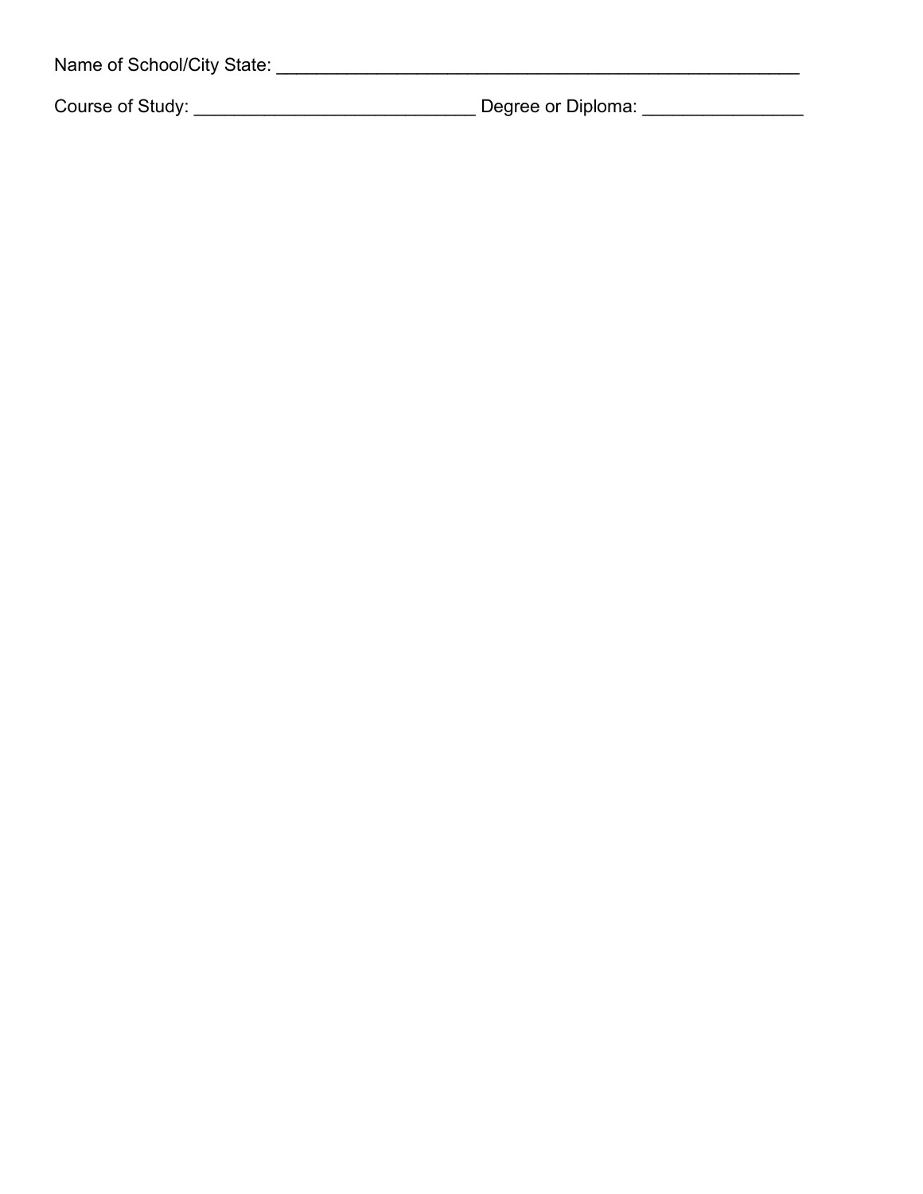Name of School/City State: ______________________________________________________

Course of Study: ____________________________ Degree or Diploma: ________________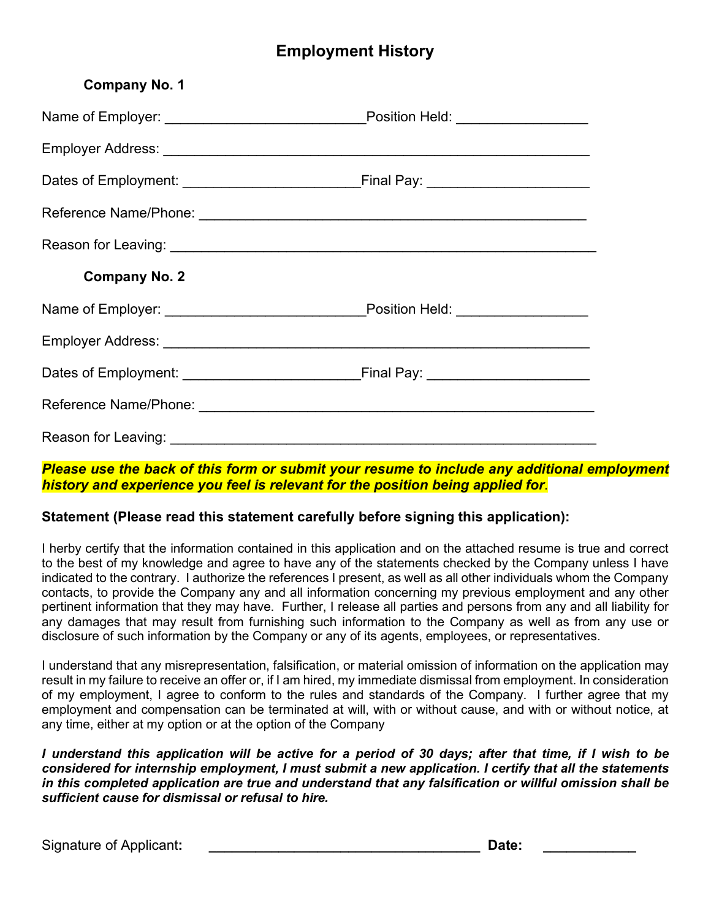# Employment History

**Company No. 1**

Name of Employer: ___________________________Position Held: __________________

Employer Address: __________________________________________________________

Dates of Employment: ________________________Final Pay: ______________________

Reference Name/Phone: ____________________________________________________

Reason for Leaving: __________________________________________________________

**Company No. 2**

Name of Employer: ___________________________Position Held: __________________

Employer Address: __________________________________________________________

Dates of Employment: ________________________Final Pay: ______________________

Reference Name/Phone: _____________________________________________________

Reason for Leaving: __________________________________________________________

***Please use the back of this form or submit your resume to include any additional employment history and experience you feel is relevant for the position being applied for***.

**Statement (Please read this statement carefully before signing this application):**

I herby certify that the information contained in this application and on the attached resume is true and correct to the best of my knowledge and agree to have any of the statements checked by the Company unless I have indicated to the contrary. I authorize the references I present, as well as all other individuals whom the Company contacts, to provide the Company any and all information concerning my previous employment and any other pertinent information that they may have. Further, I release all parties and persons from any and all liability for any damages that may result from furnishing such information to the Company as well as from any use or disclosure of such information by the Company or any of its agents, employees, or representatives.

I understand that any misrepresentation, falsification, or material omission of information on the application may result in my failure to receive an offer or, if I am hired, my immediate dismissal from employment. In consideration of my employment, I agree to conform to the rules and standards of the Company. I further agree that my employment and compensation can be terminated at will, with or without cause, and with or without notice, at any time, either at my option or at the option of the Company

***I understand this application will be active for a period of 30 days; after that time, if I wish to be considered for internship employment, I must submit a new application. I certify that all the statements in this completed application are true and understand that any falsification or willful omission shall be sufficient cause for dismissal or refusal to hire.***

Signature of Applicant**:** ____________________________________ **Date:** ____________